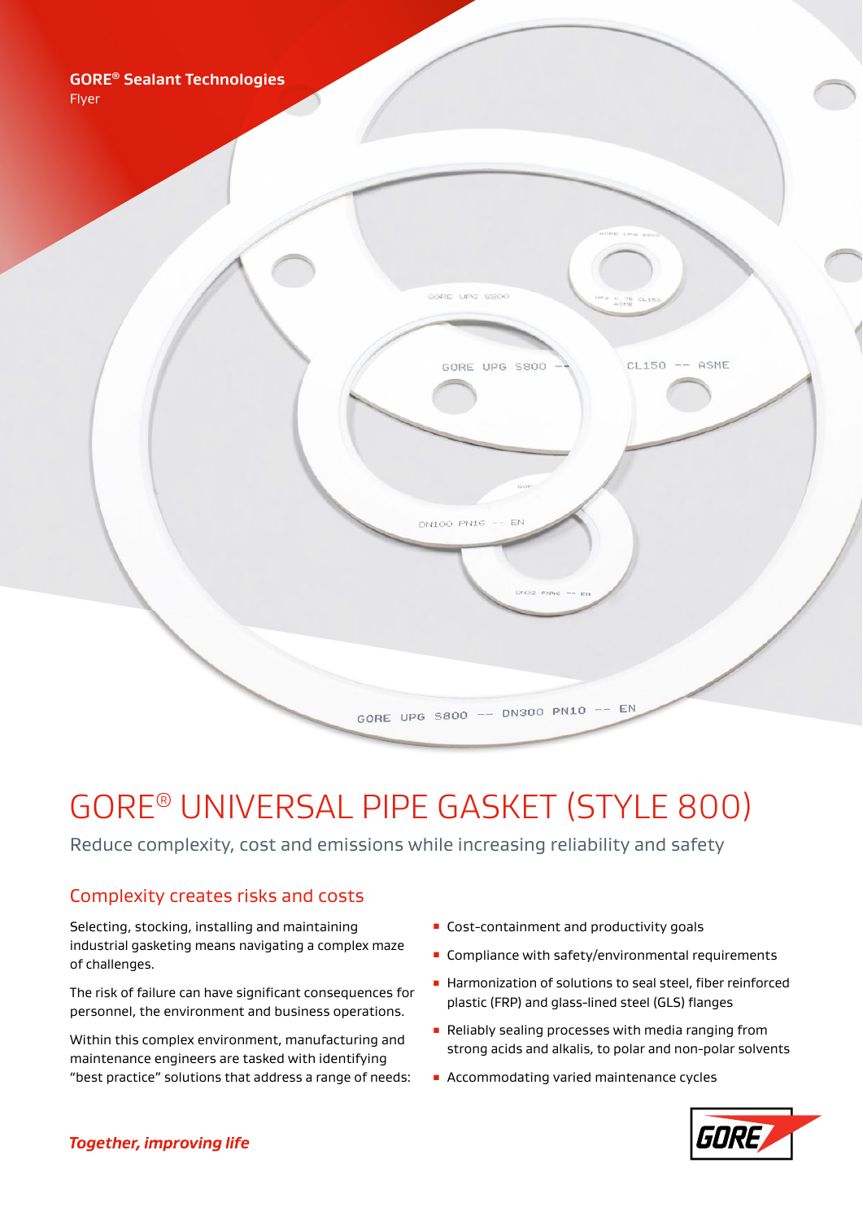**GORE® Sealant Technologies**
Flyer

# GORE® UNIVERSAL PIPE GASKET (STYLE 800)

Reduce complexity, cost and emissions while increasing reliability and safety

## Complexity creates risks and costs

Selecting, stocking, installing and maintaining industrial gasketing means navigating a complex maze of challenges.

The risk of failure can have significant consequences for personnel, the environment and business operations.

Within this complex environment, manufacturing and maintenance engineers are tasked with identifying "best practice" solutions that address a range of needs:

- Cost-containment and productivity goals
- Compliance with safety/environmental requirements
- Harmonization of solutions to seal steel, fiber reinforced plastic (FRP) and glass-lined steel (GLS) flanges
- Reliably sealing processes with media ranging from strong acids and alkalis, to polar and non-polar solvents
- Accommodating varied maintenance cycles

*Together, improving life*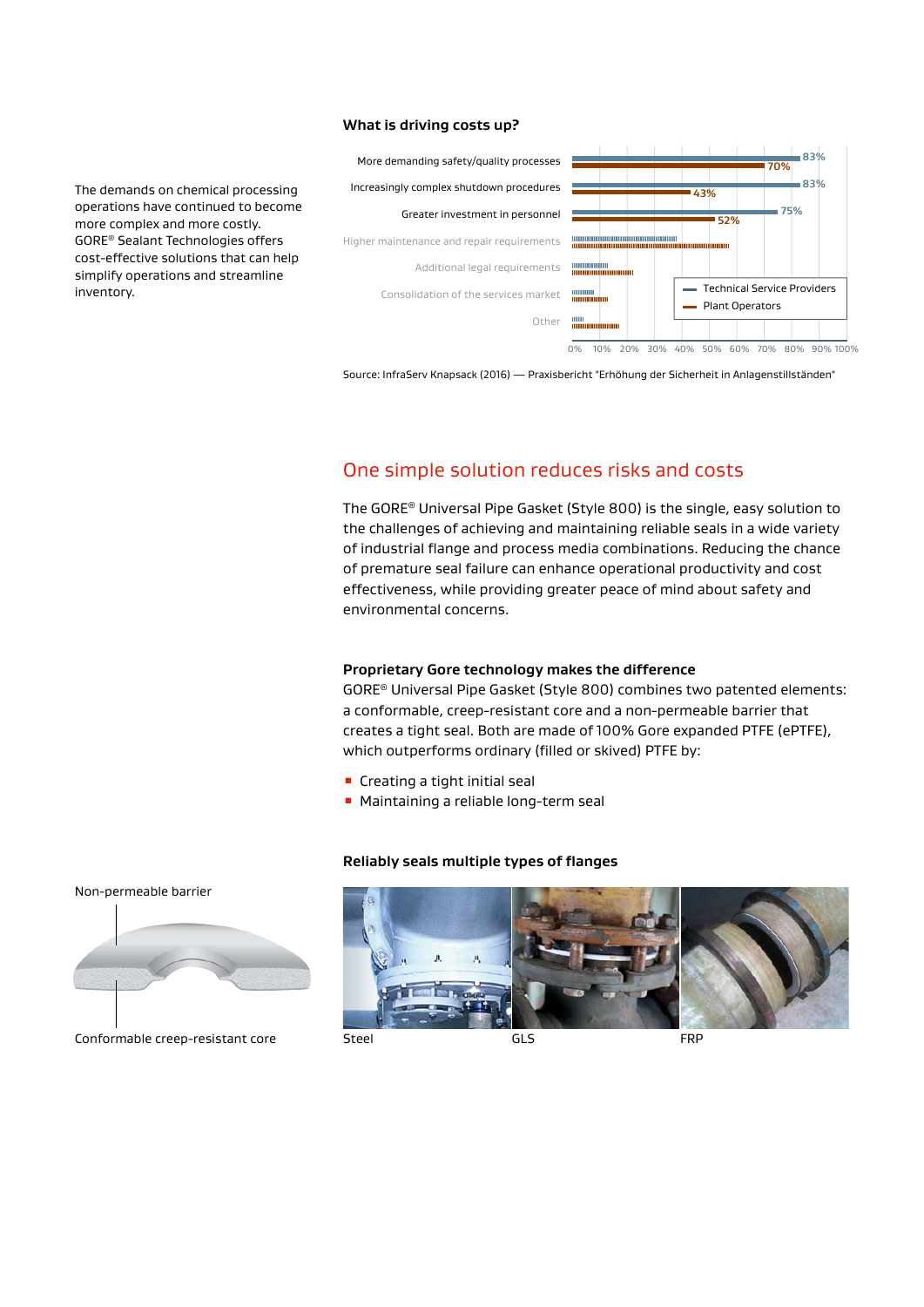The demands on chemical processing operations have continued to become more complex and more costly. GORE® Sealant Technologies offers cost-effective solutions that can help simplify operations and streamline inventory.

**What is driving costs up?**

| | Technical Service Providers | Plant Operators |
|---|---|---|
| More demanding safety/quality processes | 83% | 70% |
| Increasingly complex shutdown procedures | 83% | 43% |
| Greater investment in personnel | 75% | 52% |
| Higher maintenance and repair requirements | | |
| Additional legal requirements | | |
| Consolidation of the services market | | |
| Other | | |

Source: InfraServ Knapsack (2016) — Praxisbericht "Erhöhung der Sicherheit in Anlagenstillständen"

## One simple solution reduces risks and costs

The GORE® Universal Pipe Gasket (Style 800) is the single, easy solution to the challenges of achieving and maintaining reliable seals in a wide variety of industrial flange and process media combinations. Reducing the chance of premature seal failure can enhance operational productivity and cost effectiveness, while providing greater peace of mind about safety and environmental concerns.

### Proprietary Gore technology makes the difference

GORE® Universal Pipe Gasket (Style 800) combines two patented elements: a conformable, creep-resistant core and a non-permeable barrier that creates a tight seal. Both are made of 100% Gore expanded PTFE (ePTFE), which outperforms ordinary (filled or skived) PTFE by:

- Creating a tight initial seal
- Maintaining a reliable long-term seal

Non-permeable barrier

Conformable creep-resistant core

### Reliably seals multiple types of flanges

Steel

GLS

FRP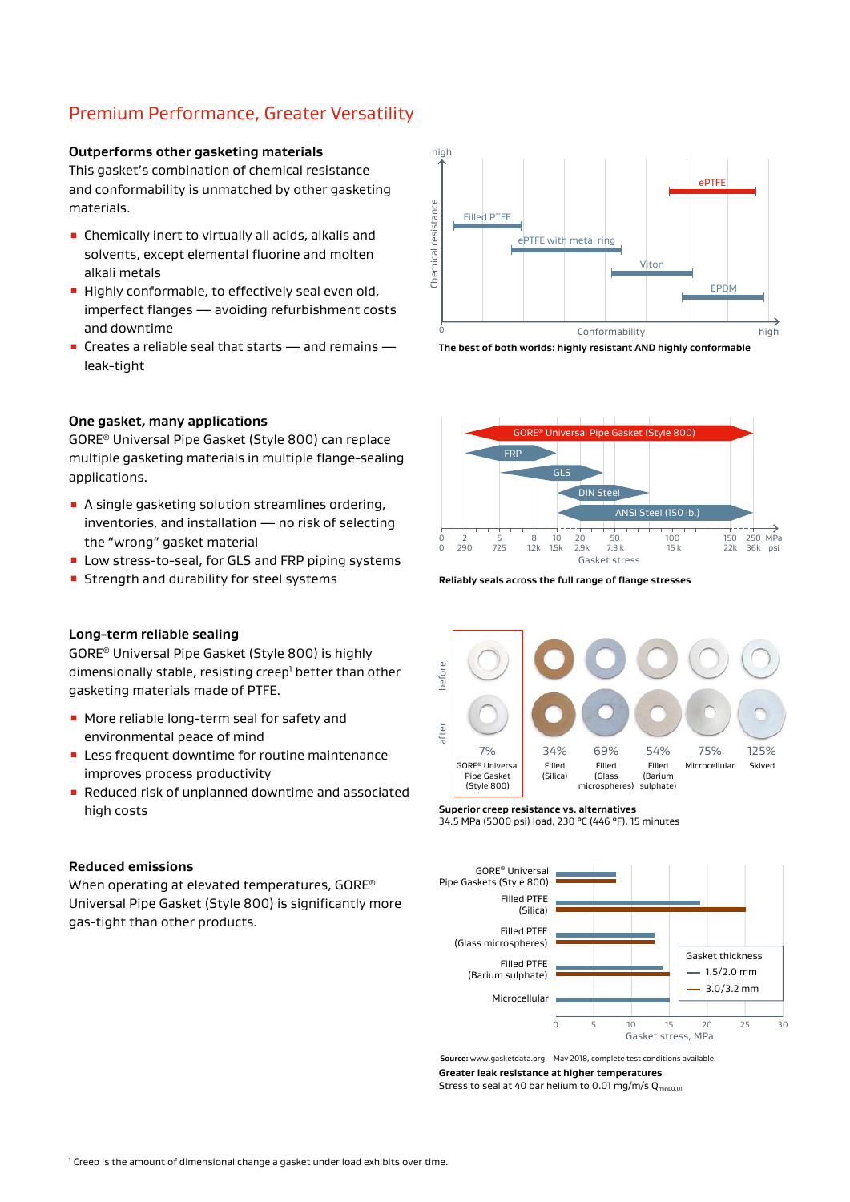## Premium Performance, Greater Versatility

### Outperforms other gasketing materials

This gasket's combination of chemical resistance and conformability is unmatched by other gasketing materials.

- Chemically inert to virtually all acids, alkalis and solvents, except elemental fluorine and molten alkali metals
- Highly conformable, to effectively seal even old, imperfect flanges — avoiding refurbishment costs and downtime
- Creates a reliable seal that starts — and remains — leak-tight

**The best of both worlds: highly resistant AND highly conformable**

### One gasket, many applications

GORE® Universal Pipe Gasket (Style 800) can replace multiple gasketing materials in multiple flange-sealing applications.

- A single gasketing solution streamlines ordering, inventories, and installation — no risk of selecting the "wrong" gasket material
- Low stress-to-seal, for GLS and FRP piping systems
- Strength and durability for steel systems

**Reliably seals across the full range of flange stresses**

### Long-term reliable sealing

GORE® Universal Pipe Gasket (Style 800) is highly dimensionally stable, resisting creep[1] better than other gasketing materials made of PTFE.

- More reliable long-term seal for safety and environmental peace of mind
- Less frequent downtime for routine maintenance improves process productivity
- Reduced risk of unplanned downtime and associated high costs

| GORE® Universal Pipe Gasket (Style 800) | Filled (Silica) | Filled (Glass microspheres) | Filled (Barium sulphate) | Microcellular | Skived |
|---|---|---|---|---|---|
| 7% | 34% | 69% | 54% | 75% | 125% |

**Superior creep resistance vs. alternatives**
34.5 MPa (5000 psi) load, 230 °C (446 °F), 15 minutes

### Reduced emissions

When operating at elevated temperatures, GORE® Universal Pipe Gasket (Style 800) is significantly more gas-tight than other products.

**Source:** www.gasketdata.org – May 2018, complete test conditions available.

**Greater leak resistance at higher temperatures**
Stress to seal at 40 bar helium to 0.01 mg/m/s $Q_{minL0.01}$

[1] Creep is the amount of dimensional change a gasket under load exhibits over time.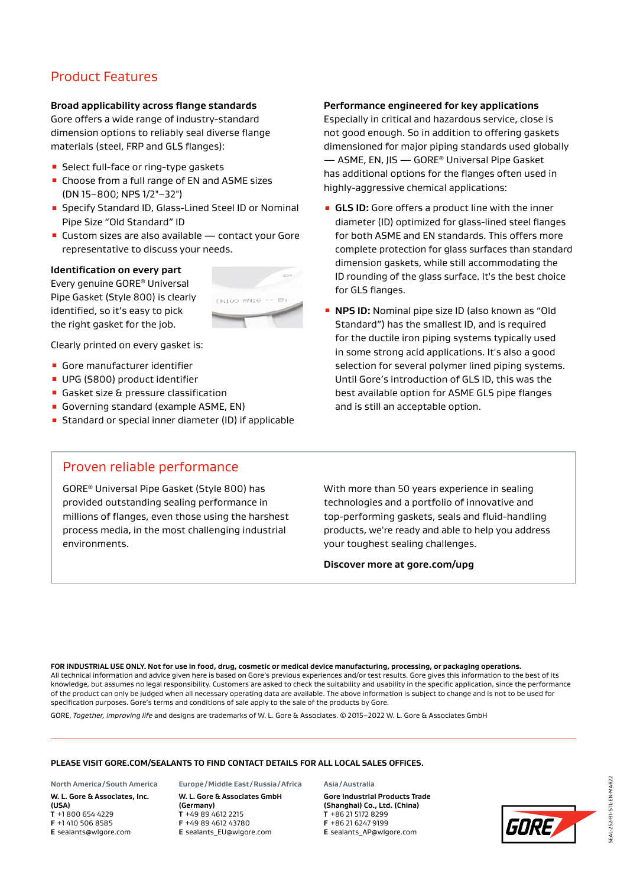## Product Features

### Broad applicability across flange standards

Gore offers a wide range of industry-standard dimension options to reliably seal diverse flange materials (steel, FRP and GLS flanges):

- Select full-face or ring-type gaskets
- Choose from a full range of EN and ASME sizes (DN 15–800; NPS 1/2"–32")
- Specify Standard ID, Glass-Lined Steel ID or Nominal Pipe Size "Old Standard" ID
- Custom sizes are also available — contact your Gore representative to discuss your needs.

### Identification on every part

Every genuine GORE® Universal Pipe Gasket (Style 800) is clearly identified, so it's easy to pick the right gasket for the job.

Clearly printed on every gasket is:

- Gore manufacturer identifier
- UPG (S800) product identifier
- Gasket size & pressure classification
- Governing standard (example ASME, EN)
- Standard or special inner diameter (ID) if applicable

### Performance engineered for key applications

Especially in critical and hazardous service, close is not good enough. So in addition to offering gaskets dimensioned for major piping standards used globally — ASME, EN, JIS — GORE® Universal Pipe Gasket has additional options for the flanges often used in highly-aggressive chemical applications:

- **GLS ID:** Gore offers a product line with the inner diameter (ID) optimized for glass-lined steel flanges for both ASME and EN standards. This offers more complete protection for glass surfaces than standard dimension gaskets, while still accommodating the ID rounding of the glass surface. It's the best choice for GLS flanges.
- **NPS ID:** Nominal pipe size ID (also known as "Old Standard") has the smallest ID, and is required for the ductile iron piping systems typically used in some strong acid applications. It's also a good selection for several polymer lined piping systems. Until Gore's introduction of GLS ID, this was the best available option for ASME GLS pipe flanges and is still an acceptable option.

## Proven reliable performance

GORE® Universal Pipe Gasket (Style 800) has provided outstanding sealing performance in millions of flanges, even those using the harshest process media, in the most challenging industrial environments.

With more than 50 years experience in sealing technologies and a portfolio of innovative and top-performing gaskets, seals and fluid-handling products, we're ready and able to help you address your toughest sealing challenges.

**Discover more at gore.com/upg**

**FOR INDUSTRIAL USE ONLY. Not for use in food, drug, cosmetic or medical device manufacturing, processing, or packaging operations.**
All technical information and advice given here is based on Gore's previous experiences and/or test results. Gore gives this information to the best of its knowledge, but assumes no legal responsibility. Customers are asked to check the suitability and usability in the specific application, since the performance of the product can only be judged when all necessary operating data are available. The above information is subject to change and is not to be used for specification purposes. Gore's terms and conditions of sale apply to the sale of the products by Gore.

GORE, *Together, improving life* and designs are trademarks of W. L. Gore & Associates. © 2015–2022 W. L. Gore & Associates GmbH

**PLEASE VISIT GORE.COM/SEALANTS TO FIND CONTACT DETAILS FOR ALL LOCAL SALES OFFICES.**

North America/South America

**W. L. Gore & Associates, Inc. (USA)**
**T** +1 800 654 4229
**F** +1 410 506 8585
**E** sealants@wlgore.com

Europe/Middle East/Russia/Africa

**W. L. Gore & Associates GmbH (Germany)**
**T** +49 89 4612 2215
**F** +49 89 4612 43780
**E** sealants_EU@wlgore.com

Asia/Australia

**Gore Industrial Products Trade (Shanghai) Co., Ltd. (China)**
**T** +86 21 5172 8299
**F** +86 21 6247 9199
**E** sealants_AP@wlgore.com

GORE

SEAL-252-R1-STL-EN-MAR22